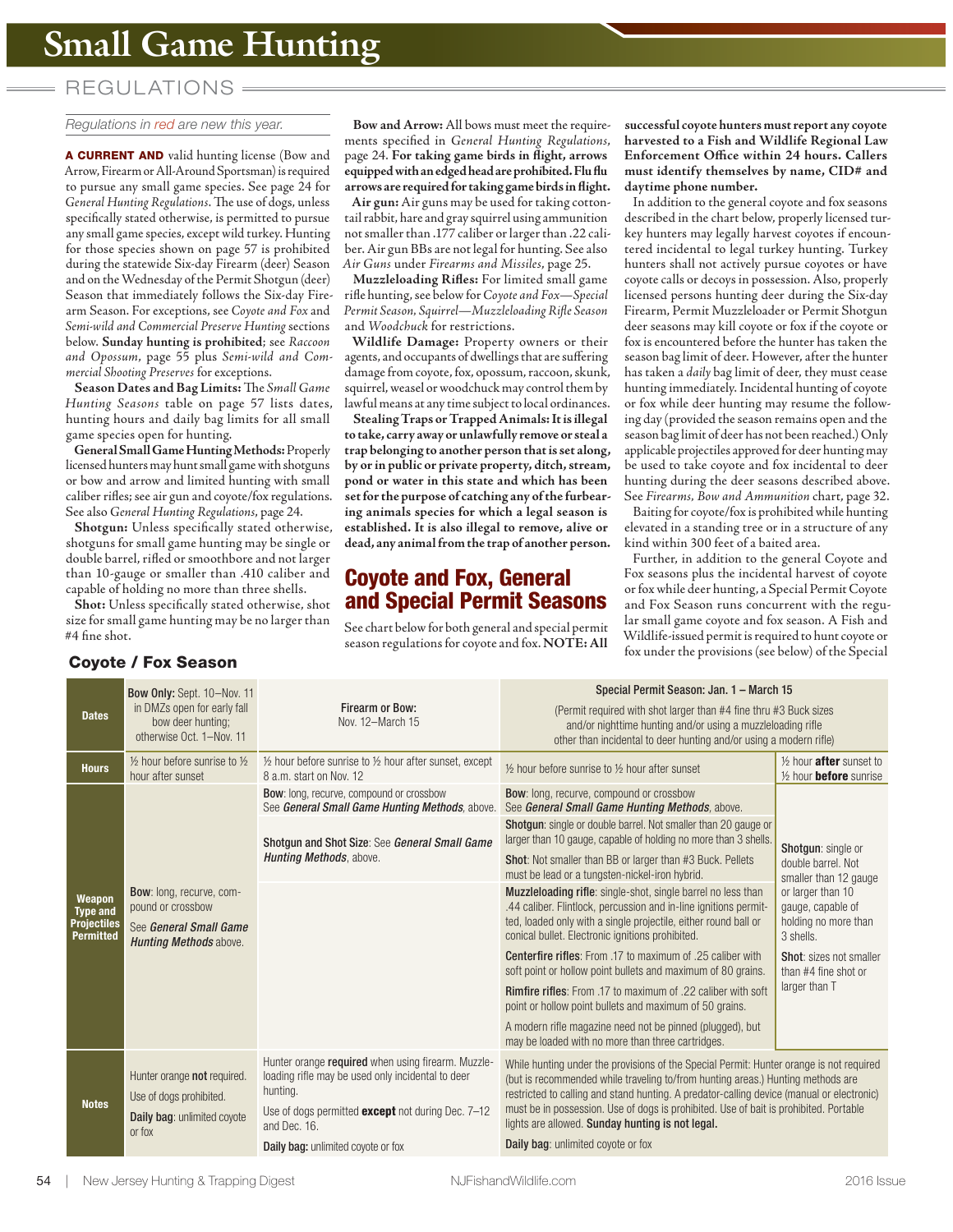# Small Game Hunting

## REGULATIONS

*Regulations in red are new this year.*

**A CURRENT AND** valid hunting license (Bow and Arrow, Firearm or All-Around Sportsman) is required to pursue any small game species. See page 24 for *General Hunting Regulations*. The use of dogs, unless specifically stated otherwise, is permitted to pursue any small game species, except wild turkey. Hunting for those species shown on page 57 is prohibited during the statewide Six-day Firearm (deer) Season and on the Wednesday of the Permit Shotgun (deer) Season that immediately follows the Six-day Firearm Season. For exceptions, see *Coyote and Fox* and *Semi-wild and Commercial Preserve Hunting* sections below. **Sunday hunting is prohibited**; see *Raccoon and Opossum*, page 55 plus *Semi-wild and Commercial Shooting Preserves* for exceptions.

**Season Dates and Bag Limits:** The *Small Game Hunting Seasons* table on page 57 lists dates, hunting hours and daily bag limits for all small game species open for hunting.

**General Small Game Hunting Methods:** Properly licensed hunters may hunt small game with shotguns or bow and arrow and limited hunting with small caliber rifles; see air gun and coyote/fox regulations. See also *General Hunting Regulations*, page 24.

**Shotgun:** Unless specifically stated otherwise, shotguns for small game hunting may be single or double barrel, rifled or smoothbore and not larger than 10-gauge or smaller than .410 caliber and capable of holding no more than three shells.

**Shot:** Unless specifically stated otherwise, shot size for small game hunting may be no larger than #4 fine shot.

**Bow and Arrow:** All bows must meet the requirements specified in *General Hunting Regulations*, page 24. **For taking game birds in flight, arrows equipped with an edged head are prohibited. Flu flu arrows are required for taking game birds in flight.**

**Air gun:** Air guns may be used for taking cottontail rabbit, hare and gray squirrel using ammunition not smaller than .177 caliber or larger than .22 caliber. Air gun BBs are not legal for hunting. See also *Air Guns* under *Firearms and Missiles*, page 25.

**Muzzleloading Rifles:** For limited small game rifle hunting, see below for *Coyote and Fox—Special Permit Season, Squirrel—Muzzleloading Rifle Season* and *Woodchuck* for restrictions.

**Wildlife Damage:** Property owners or their agents, and occupants of dwellings that are suffering damage from coyote, fox, opossum, raccoon, skunk, squirrel, weasel or woodchuck may control them by lawful means at any time subject to local ordinances.

**Stealing Traps or Trapped Animals: It is illegal to take, carry away or unlawfully remove or steal a trap belonging to another person that is set along, by or in public or private property, ditch, stream, pond or water in this state and which has been set for the purpose of catching any of the furbearing animals species for which a legal season is established. It is also illegal to remove, alive or dead, any animal from the trap of another person.**

## Coyote and Fox, General and Special Permit Seasons

See chart below for both general and special permit season regulations for coyote and fox. **NOTE: All successful coyote hunters must report any coyote harvested to a Fish and Wildlife Regional Law Enforcement Office within 24 hours. Callers must identify themselves by name, CID# and daytime phone number.**

In addition to the general coyote and fox seasons described in the chart below, properly licensed turkey hunters may legally harvest coyotes if encountered incidental to legal turkey hunting. Turkey hunters shall not actively pursue coyotes or have coyote calls or decoys in possession. Also, properly licensed persons hunting deer during the Six-day Firearm, Permit Muzzleloader or Permit Shotgun deer seasons may kill coyote or fox if the coyote or fox is encountered before the hunter has taken the season bag limit of deer. However, after the hunter has taken a *daily* bag limit of deer, they must cease hunting immediately. Incidental hunting of coyote or fox while deer hunting may resume the following day (provided the season remains open and the season bag limit of deer has not been reached.) Only applicable projectiles approved for deer hunting may be used to take coyote and fox incidental to deer hunting during the deer seasons described above. See *Firearms, Bow and Ammunition* chart, page 32.

Baiting for coyote/fox is prohibited while hunting elevated in a standing tree or in a structure of any kind within 300 feet of a baited area.

Further, in addition to the general Coyote and Fox seasons plus the incidental harvest of coyote or fox while deer hunting, a Special Permit Coyote and Fox Season runs concurrent with the regular small game coyote and fox season. A Fish and Wildlife-issued permit is required to hunt coyote or fox under the provisions (see below) of the Special

### Coyote / Fox Season

| | | | Special Permit Season: Jan. 1 – March 15 | |
|---|---|---|---|---|
| **Dates** | **Bow Only:** Sept. 10–Nov. 11 in DMZs open for early fall bow deer hunting; otherwise Oct. 1–Nov. 11 | **Firearm or Bow:** Nov. 12–March 15 | (Permit required with shot larger than #4 fine thru #3 Buck sizes and/or nighttime hunting and/or using a muzzleloading rifle other than incidental to deer hunting and/or using a modern rifle) | |
| **Hours** | ½ hour before sunrise to ½ hour after sunset | ½ hour before sunrise to ½ hour after sunset, except 8 a.m. start on Nov. 12 | ½ hour before sunrise to ½ hour after sunset | ½ hour **after** sunset to ½ hour **before** sunrise |
| **Weapon Type and Projectiles Permitted** | **Bow**: long, recurve, compound or crossbow<br>See ***General Small Game Hunting Methods*** above. | **Bow**: long, recurve, compound or crossbow See ***General Small Game Hunting Methods***, above.<br>**Shotgun and Shot Size**: See ***General Small Game Hunting Methods***, above. | **Bow**: long, recurve, compound or crossbow See ***General Small Game Hunting Methods***, above.<br>**Shotgun**: single or double barrel. Not smaller than 20 gauge or larger than 10 gauge, capable of holding no more than 3 shells.<br>**Shot**: Not smaller than BB or larger than #3 Buck. Pellets must be lead or a tungsten-nickel-iron hybrid.<br>**Muzzleloading rifle**: single-shot, single barrel no less than .44 caliber. Flintlock, percussion and in-line ignitions permitted, loaded only with a single projectile, either round ball or conical bullet. Electronic ignitions prohibited.<br>**Centerfire rifles**: From .17 to maximum of .25 caliber with soft point or hollow point bullets and maximum of 80 grains.<br>**Rimfire rifles**: From .17 to maximum of .22 caliber with soft point or hollow point bullets and maximum of 50 grains.<br>A modern rifle magazine need not be pinned (plugged), but may be loaded with no more than three cartridges. | **Shotgun**: single or double barrel. Not smaller than 12 gauge or larger than 10 gauge, capable of holding no more than 3 shells.<br>**Shot**: sizes not smaller than #4 fine shot or larger than T |
| **Notes** | Hunter orange **not** required.<br>Use of dogs prohibited.<br>**Daily bag**: unlimited coyote or fox | Hunter orange **required** when using firearm. Muzzleloading rifle may be used only incidental to deer hunting.<br>Use of dogs permitted **except** not during Dec. 7–12 and Dec. 16.<br>**Daily bag:** unlimited coyote or fox | While hunting under the provisions of the Special Permit: Hunter orange is not required (but is recommended while traveling to/from hunting areas.) Hunting methods are restricted to calling and stand hunting. A predator-calling device (manual or electronic) must be in possession. Use of dogs is prohibited. Use of bait is prohibited. Portable lights are allowed. **Sunday hunting is not legal.**<br>**Daily bag**: unlimited coyote or fox | |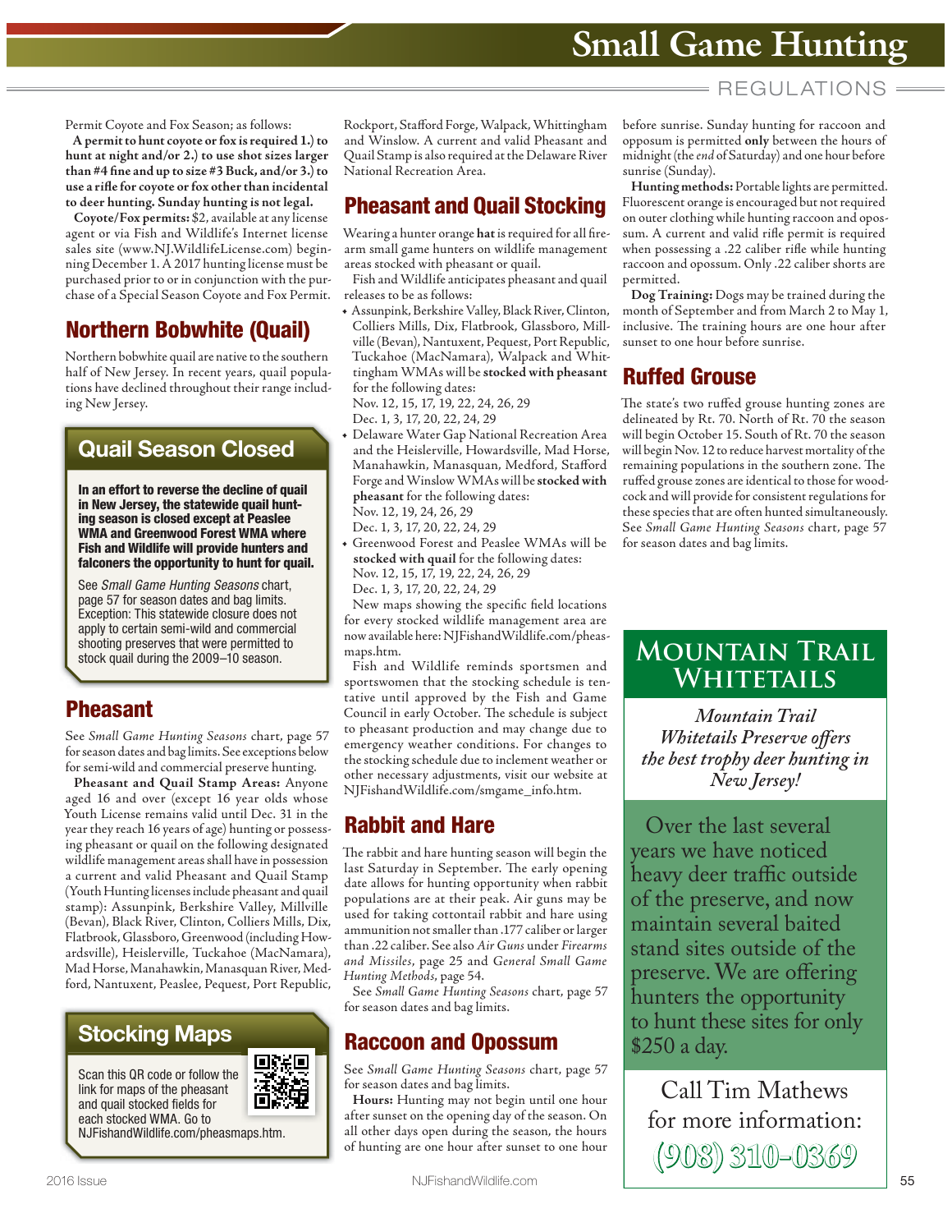# Small Game Hunting

## REGULATIONS

Permit Coyote and Fox Season; as follows:

**A permit to hunt coyote or fox is required 1.) to hunt at night and/or 2.) to use shot sizes larger than #4 fine and up to size #3 Buck, and/or 3.) to use a rifle for coyote or fox other than incidental to deer hunting. Sunday hunting is not legal.**

**Coyote/Fox permits:** $2, available at any license agent or via Fish and Wildlife's Internet license sales site (www.NJ.WildlifeLicense.com) beginning December 1. A 2017 hunting license must be purchased prior to or in conjunction with the purchase of a Special Season Coyote and Fox Permit.

## Northern Bobwhite (Quail)

Northern bobwhite quail are native to the southern half of New Jersey. In recent years, quail populations have declined throughout their range including New Jersey.

### Quail Season Closed

**In an effort to reverse the decline of quail in New Jersey, the statewide quail hunting season is closed except at Peaslee WMA and Greenwood Forest WMA where Fish and Wildlife will provide hunters and falconers the opportunity to hunt for quail.**

See *Small Game Hunting Seasons* chart, page 57 for season dates and bag limits. Exception: This statewide closure does not apply to certain semi-wild and commercial shooting preserves that were permitted to stock quail during the 2009–10 season.

## Pheasant

See *Small Game Hunting Seasons* chart, page 57 for season dates and bag limits. See exceptions below for semi-wild and commercial preserve hunting.

**Pheasant and Quail Stamp Areas:** Anyone aged 16 and over (except 16 year olds whose Youth License remains valid until Dec. 31 in the year they reach 16 years of age) hunting or possessing pheasant or quail on the following designated wildlife management areas shall have in possession a current and valid Pheasant and Quail Stamp (Youth Hunting licenses include pheasant and quail stamp): Assunpink, Berkshire Valley, Millville (Bevan), Black River, Clinton, Colliers Mills, Dix, Flatbrook, Glassboro, Greenwood (including Howardsville), Heislerville, Tuckahoe (MacNamara), Mad Horse, Manahawkin, Manasquan River, Medford, Nantuxent, Peaslee, Pequest, Port Republic, Rockport, Stafford Forge, Walpack, Whittingham and Winslow. A current and valid Pheasant and Quail Stamp is also required at the Delaware River National Recreation Area.

### Stocking Maps

Scan this QR code or follow the link for maps of the pheasant and quail stocked fields for each stocked WMA. Go to NJFishandWildlife.com/pheasmaps.htm.

## Pheasant and Quail Stocking

Wearing a hunter orange **hat** is required for all firearm small game hunters on wildlife management areas stocked with pheasant or quail.

Fish and Wildlife anticipates pheasant and quail releases to be as follows:

- Assunpink, Berkshire Valley, Black River, Clinton, Colliers Mills, Dix, Flatbrook, Glassboro, Millville (Bevan), Nantuxent, Pequest, Port Republic, Tuckahoe (MacNamara), Walpack and Whittingham WMAs will be **stocked with pheasant** for the following dates:
  Nov. 12, 15, 17, 19, 22, 24, 26, 29
  Dec. 1, 3, 17, 20, 22, 24, 29
- Delaware Water Gap National Recreation Area and the Heislerville, Howardsville, Mad Horse, Manahawkin, Manasquan, Medford, Stafford Forge and Winslow WMAs will be **stocked with pheasant** for the following dates:
  Nov. 12, 19, 24, 26, 29
  Dec. 1, 3, 17, 20, 22, 24, 29
- Greenwood Forest and Peaslee WMAs will be **stocked with quail** for the following dates:
  Nov. 12, 15, 17, 19, 22, 24, 26, 29
  Dec. 1, 3, 17, 20, 22, 24, 29

New maps showing the specific field locations for every stocked wildlife management area are now available here: NJFishandWildlife.com/pheasmaps.htm.

Fish and Wildlife reminds sportsmen and sportswomen that the stocking schedule is tentative until approved by the Fish and Game Council in early October. The schedule is subject to pheasant production and may change due to emergency weather conditions. For changes to the stocking schedule due to inclement weather or other necessary adjustments, visit our website at NJFishandWildlife.com/smgame_info.htm.

## Rabbit and Hare

The rabbit and hare hunting season will begin the last Saturday in September. The early opening date allows for hunting opportunity when rabbit populations are at their peak. Air guns may be used for taking cottontail rabbit and hare using ammunition not smaller than .177 caliber or larger than .22 caliber. See also *Air Guns* under *Firearms and Missiles*, page 25 and *General Small Game Hunting Methods*, page 54.

See *Small Game Hunting Seasons* chart, page 57 for season dates and bag limits.

## Raccoon and Opossum

See *Small Game Hunting Seasons* chart, page 57 for season dates and bag limits.

**Hours:** Hunting may not begin until one hour after sunset on the opening day of the season. On all other days open during the season, the hours of hunting are one hour after sunset to one hour before sunrise. Sunday hunting for raccoon and opossum is permitted **only** between the hours of midnight (the *end* of Saturday) and one hour before sunrise (Sunday).

**Hunting methods:** Portable lights are permitted. Fluorescent orange is encouraged but not required on outer clothing while hunting raccoon and opossum. A current and valid rifle permit is required when possessing a .22 caliber rifle while hunting raccoon and opossum. Only .22 caliber shorts are permitted.

**Dog Training:** Dogs may be trained during the month of September and from March 2 to May 1, inclusive. The training hours are one hour after sunset to one hour before sunrise.

## Ruffed Grouse

The state's two ruffed grouse hunting zones are delineated by Rt. 70. North of Rt. 70 the season will begin October 15. South of Rt. 70 the season will begin Nov. 12 to reduce harvest mortality of the remaining populations in the southern zone. The ruffed grouse zones are identical to those for woodcock and will provide for consistent regulations for these species that are often hunted simultaneously. See *Small Game Hunting Seasons* chart, page 57 for season dates and bag limits.

### Mountain Trail Whitetails

*Mountain Trail Whitetails Preserve offers the best trophy deer hunting in New Jersey!*

Over the last several years we have noticed heavy deer traffic outside of the preserve, and now maintain several baited stand sites outside of the preserve. We are offering hunters the opportunity to hunt these sites for only $250 a day.

Call Tim Mathews for more information: (908) 310-0369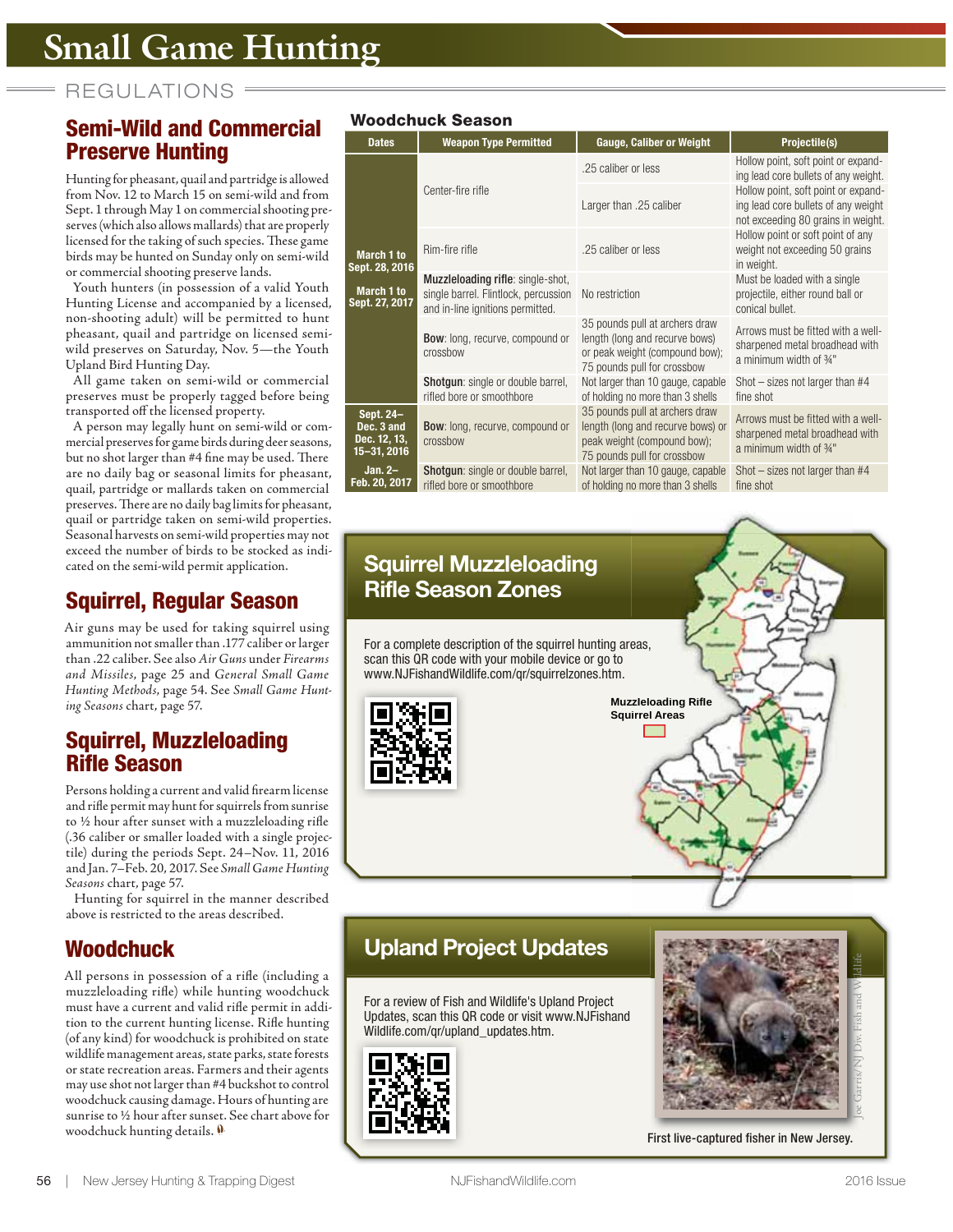# Small Game Hunting

## REGULATIONS

## Semi-Wild and Commercial Preserve Hunting

Hunting for pheasant, quail and partridge is allowed from Nov. 12 to March 15 on semi-wild and from Sept. 1 through May 1 on commercial shooting preserves (which also allows mallards) that are properly licensed for the taking of such species. These game birds may be hunted on Sunday only on semi-wild or commercial shooting preserve lands.

Youth hunters (in possession of a valid Youth Hunting License and accompanied by a licensed, non-shooting adult) will be permitted to hunt pheasant, quail and partridge on licensed semi-wild preserves on Saturday, Nov. 5—the Youth Upland Bird Hunting Day.

All game taken on semi-wild or commercial preserves must be properly tagged before being transported off the licensed property.

A person may legally hunt on semi-wild or commercial preserves for game birds during deer seasons, but no shot larger than #4 fine may be used. There are no daily bag or seasonal limits for pheasant, quail, partridge or mallards taken on commercial preserves. There are no daily bag limits for pheasant, quail or partridge taken on semi-wild properties. Seasonal harvests on semi-wild properties may not exceed the number of birds to be stocked as indicated on the semi-wild permit application.

## Squirrel, Regular Season

Air guns may be used for taking squirrel using ammunition not smaller than .177 caliber or larger than .22 caliber. See also *Air Guns* under *Firearms and Missiles*, page 25 and *General Small Game Hunting Methods*, page 54. See *Small Game Hunting Seasons* chart, page 57.

## Squirrel, Muzzleloading Rifle Season

Persons holding a current and valid firearm license and rifle permit may hunt for squirrels from sunrise to ½ hour after sunset with a muzzleloading rifle (.36 caliber or smaller loaded with a single projectile) during the periods Sept. 24–Nov. 11, 2016 and Jan. 7–Feb. 20, 2017. See *Small Game Hunting Seasons* chart, page 57.

Hunting for squirrel in the manner described above is restricted to the areas described.

## Woodchuck

All persons in possession of a rifle (including a muzzleloading rifle) while hunting woodchuck must have a current and valid rifle permit in addition to the current hunting license. Rifle hunting (of any kind) for woodchuck is prohibited on state wildlife management areas, state parks, state forests or state recreation areas. Farmers and their agents may use shot not larger than #4 buckshot to control woodchuck causing damage. Hours of hunting are sunrise to ½ hour after sunset. See chart above for woodchuck hunting details.

### Woodchuck Season

| Dates | Weapon Type Permitted | Gauge, Caliber or Weight | Projectile(s) |
|---|---|---|---|
| March 1 to Sept. 28, 2016<br>March 1 to Sept. 27, 2017 | Center-fire rifle | .25 caliber or less | Hollow point, soft point or expanding lead core bullets of any weight. |
| | | Larger than .25 caliber | Hollow point, soft point or expanding lead core bullets of any weight not exceeding 80 grains in weight. |
| | Rim-fire rifle | .25 caliber or less | Hollow point or soft point of any weight not exceeding 50 grains in weight. |
| | **Muzzleloading rifle**: single-shot, single barrel. Flintlock, percussion and in-line ignitions permitted. | No restriction | Must be loaded with a single projectile, either round ball or conical bullet. |
| | **Bow**: long, recurve, compound or crossbow | 35 pounds pull at archers draw length (long and recurve bows) or peak weight (compound bow); 75 pounds pull for crossbow | Arrows must be fitted with a well-sharpened metal broadhead with a minimum width of ¾" |
| | **Shotgun**: single or double barrel, rifled bore or smoothbore | Not larger than 10 gauge, capable of holding no more than 3 shells | Shot – sizes not larger than #4 fine shot |
| Sept. 24–Dec. 3 and Dec. 12, 13, 15–31, 2016 | **Bow**: long, recurve, compound or crossbow | 35 pounds pull at archers draw length (long and recurve bows) or peak weight (compound bow); 75 pounds pull for crossbow | Arrows must be fitted with a well-sharpened metal broadhead with a minimum width of ¾" |
| Jan. 2–Feb. 20, 2017 | **Shotgun**: single or double barrel, rifled bore or smoothbore | Not larger than 10 gauge, capable of holding no more than 3 shells | Shot – sizes not larger than #4 fine shot |

## Squirrel Muzzleloading Rifle Season Zones

For a complete description of the squirrel hunting areas, scan this QR code with your mobile device or go to www.NJFishandWildlife.com/qr/squirrelzones.htm.

Muzzleloading Rifle Squirrel Areas

## Upland Project Updates

For a review of Fish and Wildlife's Upland Project Updates, scan this QR code or visit www.NJFishandWildlife.com/qr/upland_updates.htm.

Joe Garris/NJ Div. Fish and Wildlife

First live-captured fisher in New Jersey.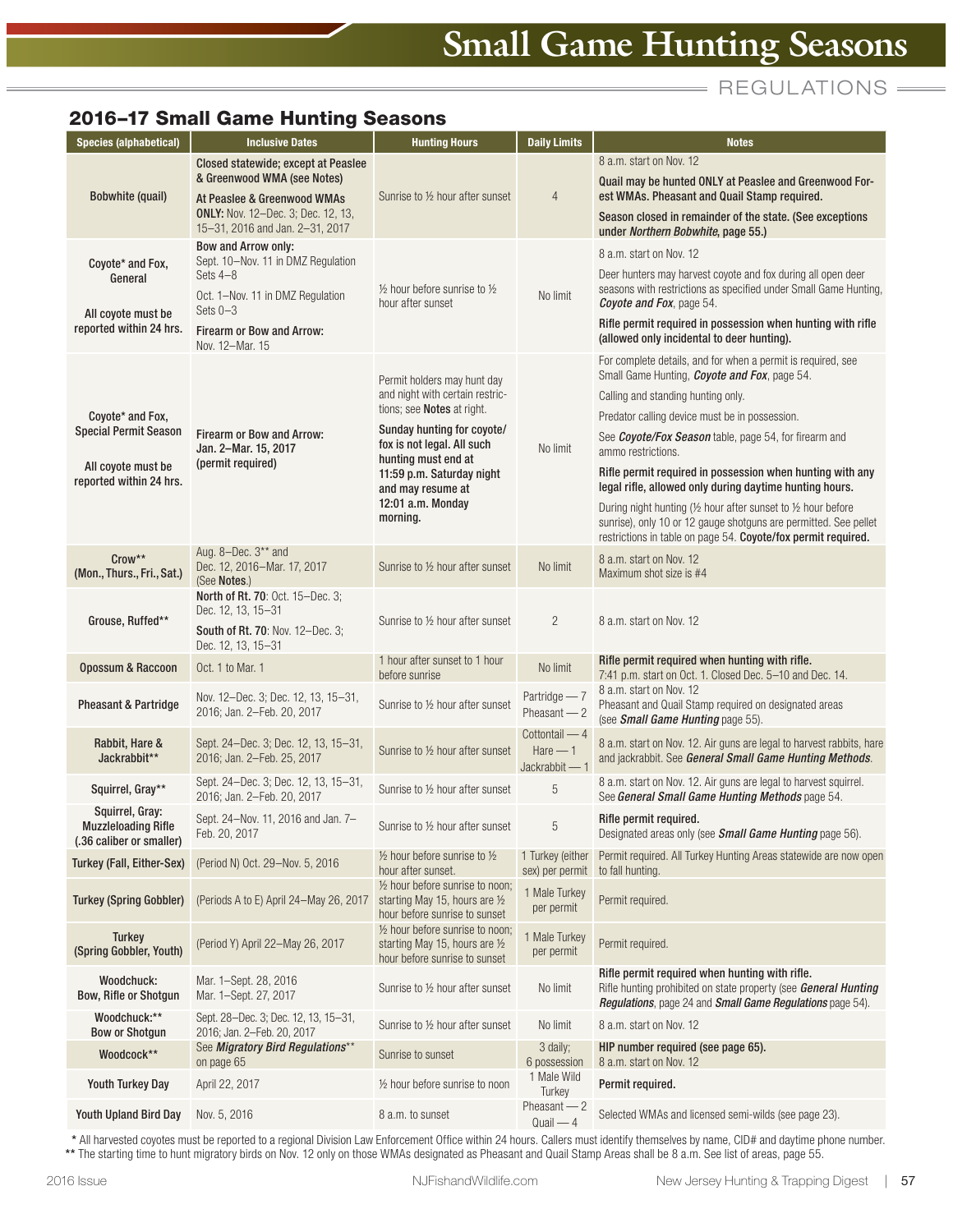# Small Game Hunting Seasons

REGULATIONS

## 2016–17 Small Game Hunting Seasons

| Species (alphabetical) | Inclusive Dates | Hunting Hours | Daily Limits | Notes |
|---|---|---|---|---|
| Bobwhite (quail) | **Closed statewide; except at Peaslee & Greenwood WMA (see Notes)**<br>**At Peaslee & Greenwood WMAs ONLY:** Nov. 12–Dec. 3; Dec. 12, 13, 15–31, 2016 and Jan. 2–31, 2017 | Sunrise to ½ hour after sunset | 4 | 8 a.m. start on Nov. 12<br>**Quail may be hunted ONLY at Peaslee and Greenwood Forest WMAs. Pheasant and Quail Stamp required.**<br>**Season closed in remainder of the state. (See exceptions under *Northern Bobwhite*, page 55.)** |
| Coyote* and Fox, General<br><br>All coyote must be reported within 24 hrs. | **Bow and Arrow only:**<br>Sept. 10–Nov. 11 in DMZ Regulation Sets 4–8<br>Oct. 1–Nov. 11 in DMZ Regulation Sets 0–3<br>**Firearm or Bow and Arrow:**<br>Nov. 12–Mar. 15 | ½ hour before sunrise to ½ hour after sunset | No limit | 8 a.m. start on Nov. 12<br>Deer hunters may harvest coyote and fox during all open deer seasons with restrictions as specified under Small Game Hunting, ***Coyote and Fox***, page 54.<br>**Rifle permit required in possession when hunting with rifle (allowed only incidental to deer hunting).** |
| Coyote* and Fox, Special Permit Season<br><br>All coyote must be reported within 24 hrs. | **Firearm or Bow and Arrow: Jan. 2–Mar. 15, 2017 (permit required)** | Permit holders may hunt day and night with certain restrictions; see **Notes** at right.<br>**Sunday hunting for coyote/fox is not legal. All such hunting must end at 11:59 p.m. Saturday night and may resume at 12:01 a.m. Monday morning.** | No limit | For complete details, and for when a permit is required, see Small Game Hunting, ***Coyote and Fox***, page 54.<br>Calling and standing hunting only.<br>Predator calling device must be in possession.<br>See ***Coyote/Fox Season*** table, page 54, for firearm and ammo restrictions.<br>**Rifle permit required in possession when hunting with any legal rifle, allowed only during daytime hunting hours.**<br>During night hunting (½ hour after sunset to ½ hour before sunrise), only 10 or 12 gauge shotguns are permitted. See pellet restrictions in table on page 54. **Coyote/fox permit required.** |
| Crow**<br>(Mon., Thurs., Fri., Sat.) | Aug. 8–Dec. 3** and Dec. 12, 2016–Mar. 17, 2017 (See **Notes**.) | Sunrise to ½ hour after sunset | No limit | 8 a.m. start on Nov. 12<br>Maximum shot size is #4 |
| Grouse, Ruffed** | **North of Rt. 70**: Oct. 15–Dec. 3; Dec. 12, 13, 15–31<br>**South of Rt. 70**: Nov. 12–Dec. 3; Dec. 12, 13, 15–31 | Sunrise to ½ hour after sunset | 2 | 8 a.m. start on Nov. 12 |
| Opossum & Raccoon | Oct. 1 to Mar. 1 | 1 hour after sunset to 1 hour before sunrise | No limit | **Rifle permit required when hunting with rifle.**<br>7:41 p.m. start on Oct. 1. Closed Dec. 5–10 and Dec. 14. |
| Pheasant & Partridge | Nov. 12–Dec. 3; Dec. 12, 13, 15–31, 2016; Jan. 2–Feb. 20, 2017 | Sunrise to ½ hour after sunset | Partridge — 7<br>Pheasant — 2 | 8 a.m. start on Nov. 12<br>Pheasant and Quail Stamp required on designated areas (see ***Small Game Hunting*** page 55). |
| Rabbit, Hare & Jackrabbit** | Sept. 24–Dec. 3; Dec. 12, 13, 15–31, 2016; Jan. 2–Feb. 25, 2017 | Sunrise to ½ hour after sunset | Cottontail — 4<br>Hare — 1<br>Jackrabbit — 1 | 8 a.m. start on Nov. 12. Air guns are legal to harvest rabbits, hare and jackrabbit. See ***General Small Game Hunting Methods***. |
| Squirrel, Gray** | Sept. 24–Dec. 3; Dec. 12, 13, 15–31, 2016; Jan. 2–Feb. 20, 2017 | Sunrise to ½ hour after sunset | 5 | 8 a.m. start on Nov. 12. Air guns are legal to harvest squirrel. See ***General Small Game Hunting Methods*** page 54. |
| Squirrel, Gray: Muzzleloading Rifle (.36 caliber or smaller) | Sept. 24–Nov. 11, 2016 and Jan. 7–Feb. 20, 2017 | Sunrise to ½ hour after sunset | 5 | **Rifle permit required.**<br>Designated areas only (see ***Small Game Hunting*** page 56). |
| Turkey (Fall, Either-Sex) | (Period N) Oct. 29–Nov. 5, 2016 | ½ hour before sunrise to ½ hour after sunset. | 1 Turkey (either sex) per permit | Permit required. All Turkey Hunting Areas statewide are now open to fall hunting. |
| Turkey (Spring Gobbler) | (Periods A to E) April 24–May 26, 2017 | ½ hour before sunrise to noon; starting May 15, hours are ½ hour before sunrise to sunset | 1 Male Turkey per permit | Permit required. |
| Turkey (Spring Gobbler, Youth) | (Period Y) April 22–May 26, 2017 | ½ hour before sunrise to noon; starting May 15, hours are ½ hour before sunrise to sunset | 1 Male Turkey per permit | Permit required. |
| Woodchuck: Bow, Rifle or Shotgun | Mar. 1–Sept. 28, 2016<br>Mar. 1–Sept. 27, 2017 | Sunrise to ½ hour after sunset | No limit | **Rifle permit required when hunting with rifle.**<br>Rifle hunting prohibited on state property (see ***General Hunting Regulations***, page 24 and ***Small Game Regulations*** page 54). |
| Woodchuck:** Bow or Shotgun | Sept. 28–Dec. 3; Dec. 12, 13, 15–31, 2016; Jan. 2–Feb. 20, 2017 | Sunrise to ½ hour after sunset | No limit | 8 a.m. start on Nov. 12 |
| Woodcock** | See ***Migratory Bird Regulations***** on page 65 | Sunrise to sunset | 3 daily; 6 possession | **HIP number required (see page 65).**<br>8 a.m. start on Nov. 12 |
| Youth Turkey Day | April 22, 2017 | ½ hour before sunrise to noon | 1 Male Wild Turkey | **Permit required.** |
| Youth Upland Bird Day | Nov. 5, 2016 | 8 a.m. to sunset | Pheasant — 2<br>Quail — 4 | Selected WMAs and licensed semi-wilds (see page 23). |

\* All harvested coyotes must be reported to a regional Division Law Enforcement Office within 24 hours. Callers must identify themselves by name, CID# and daytime phone number.

\*\* The starting time to hunt migratory birds on Nov. 12 only on those WMAs designated as Pheasant and Quail Stamp Areas shall be 8 a.m. See list of areas, page 55.